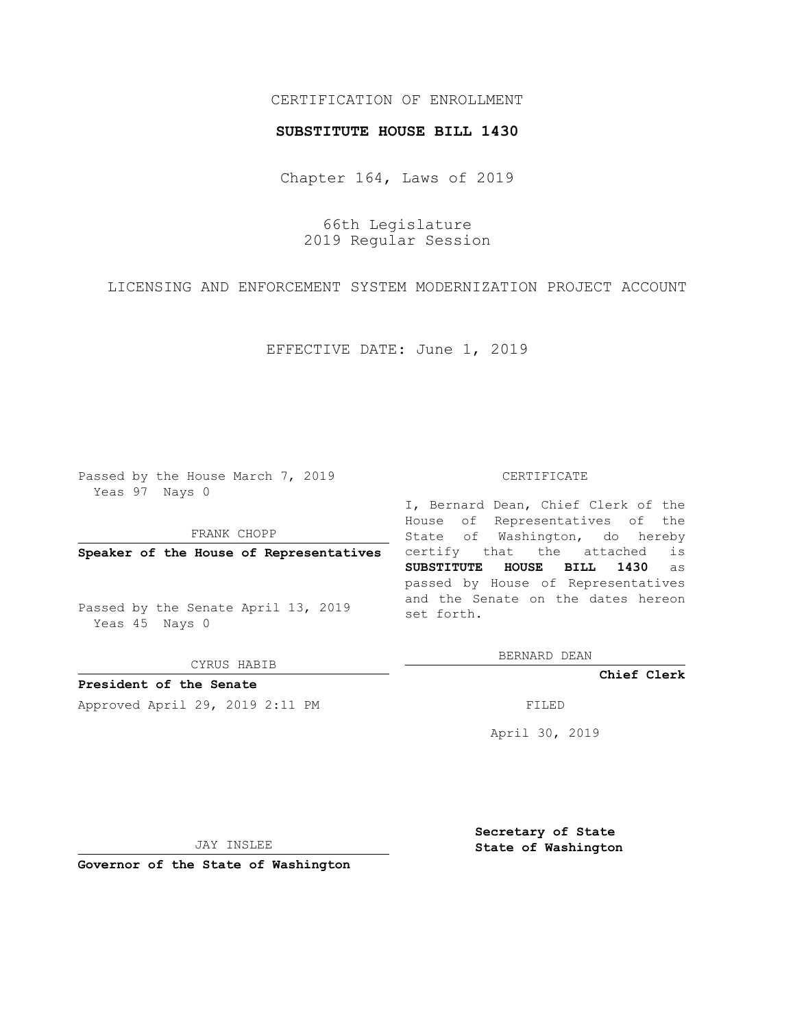CERTIFICATION OF ENROLLMENT

**SUBSTITUTE HOUSE BILL 1430**

Chapter 164, Laws of 2019

66th Legislature
2019 Regular Session

LICENSING AND ENFORCEMENT SYSTEM MODERNIZATION PROJECT ACCOUNT

EFFECTIVE DATE: June 1, 2019

Passed by the House March 7, 2019
Yeas 97 Nays 0

FRANK CHOPP

**Speaker of the House of Representatives**

Passed by the Senate April 13, 2019
Yeas 45 Nays 0

CYRUS HABIB

**President of the Senate**

Approved April 29, 2019 2:11 PM

JAY INSLEE

**Governor of the State of Washington**

CERTIFICATE

I, Bernard Dean, Chief Clerk of the House of Representatives of the State of Washington, do hereby certify that the attached is **SUBSTITUTE HOUSE BILL 1430** as passed by House of Representatives and the Senate on the dates hereon set forth.

BERNARD DEAN

**Chief Clerk**

FILED

April 30, 2019

**Secretary of State**
**State of Washington**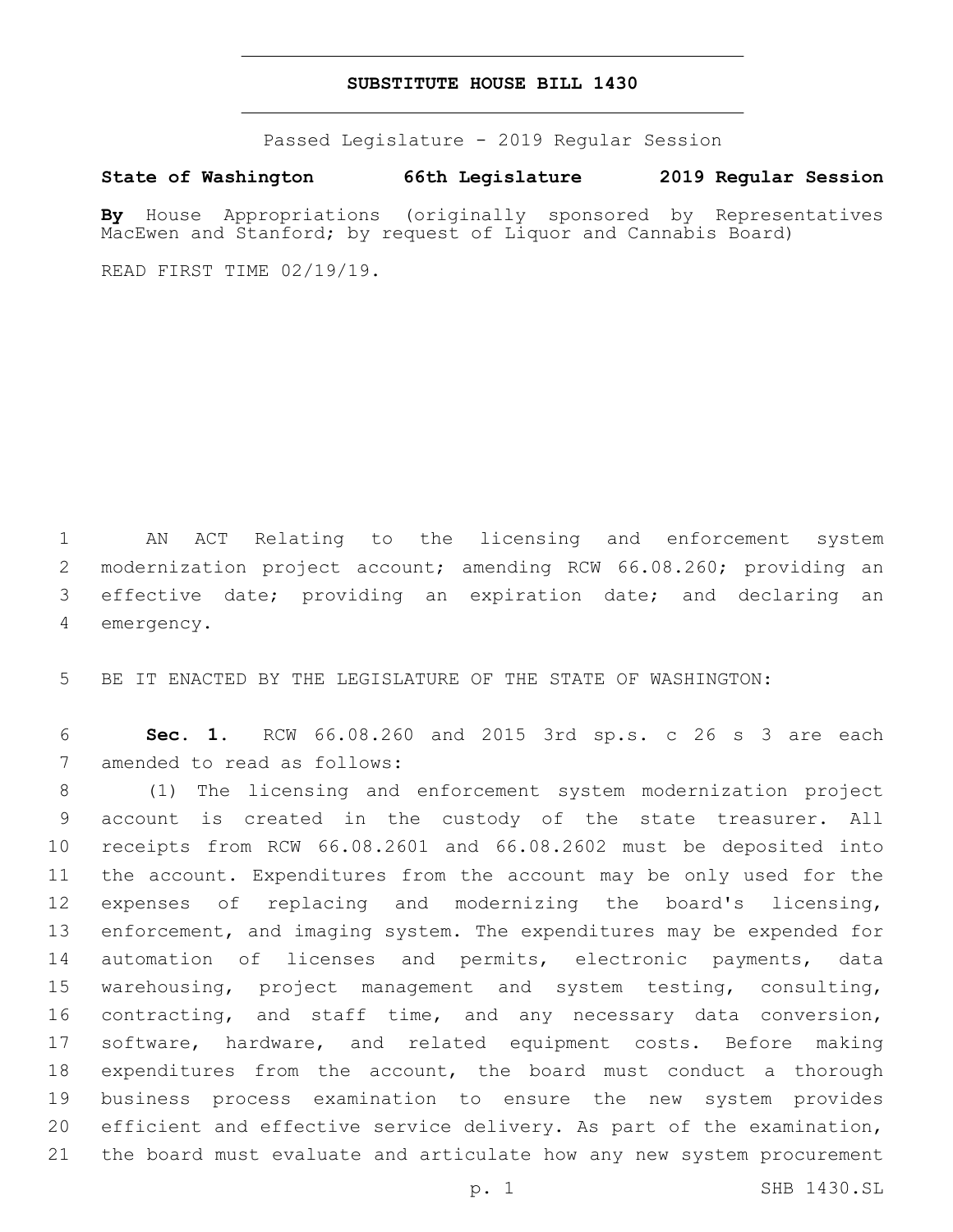# SUBSTITUTE HOUSE BILL 1430

Passed Legislature - 2019 Regular Session

**State of Washington 66th Legislature 2019 Regular Session**

**By** House Appropriations (originally sponsored by Representatives MacEwen and Stanford; by request of Liquor and Cannabis Board)

READ FIRST TIME 02/19/19.

AN ACT Relating to the licensing and enforcement system modernization project account; amending RCW 66.08.260; providing an effective date; providing an expiration date; and declaring an emergency.

BE IT ENACTED BY THE LEGISLATURE OF THE STATE OF WASHINGTON:

**Sec. 1.** RCW 66.08.260 and 2015 3rd sp.s. c 26 s 3 are each amended to read as follows:

(1) The licensing and enforcement system modernization project account is created in the custody of the state treasurer. All receipts from RCW 66.08.2601 and 66.08.2602 must be deposited into the account. Expenditures from the account may be only used for the expenses of replacing and modernizing the board's licensing, enforcement, and imaging system. The expenditures may be expended for automation of licenses and permits, electronic payments, data warehousing, project management and system testing, consulting, contracting, and staff time, and any necessary data conversion, software, hardware, and related equipment costs. Before making expenditures from the account, the board must conduct a thorough business process examination to ensure the new system provides efficient and effective service delivery. As part of the examination, the board must evaluate and articulate how any new system procurement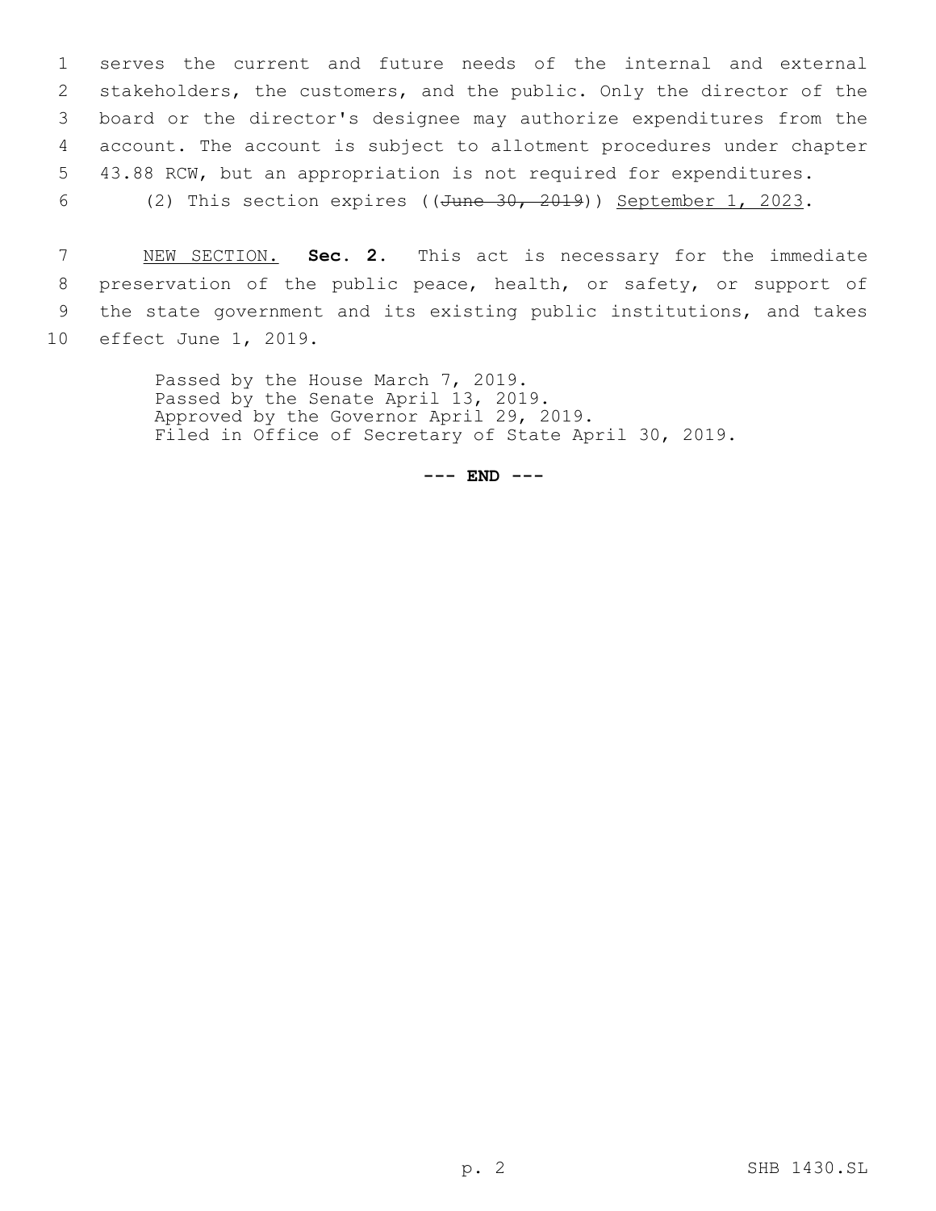serves the current and future needs of the internal and external stakeholders, the customers, and the public. Only the director of the board or the director's designee may authorize expenditures from the account. The account is subject to allotment procedures under chapter 43.88 RCW, but an appropriation is not required for expenditures.

(2) This section expires ((~~June 30, 2019~~)) <u>September 1, 2023</u>.

<u>NEW SECTION.</u> **Sec. 2.** This act is necessary for the immediate preservation of the public peace, health, or safety, or support of the state government and its existing public institutions, and takes effect June 1, 2019.

Passed by the House March 7, 2019.
Passed by the Senate April 13, 2019.
Approved by the Governor April 29, 2019.
Filed in Office of Secretary of State April 30, 2019.

**--- END ---**